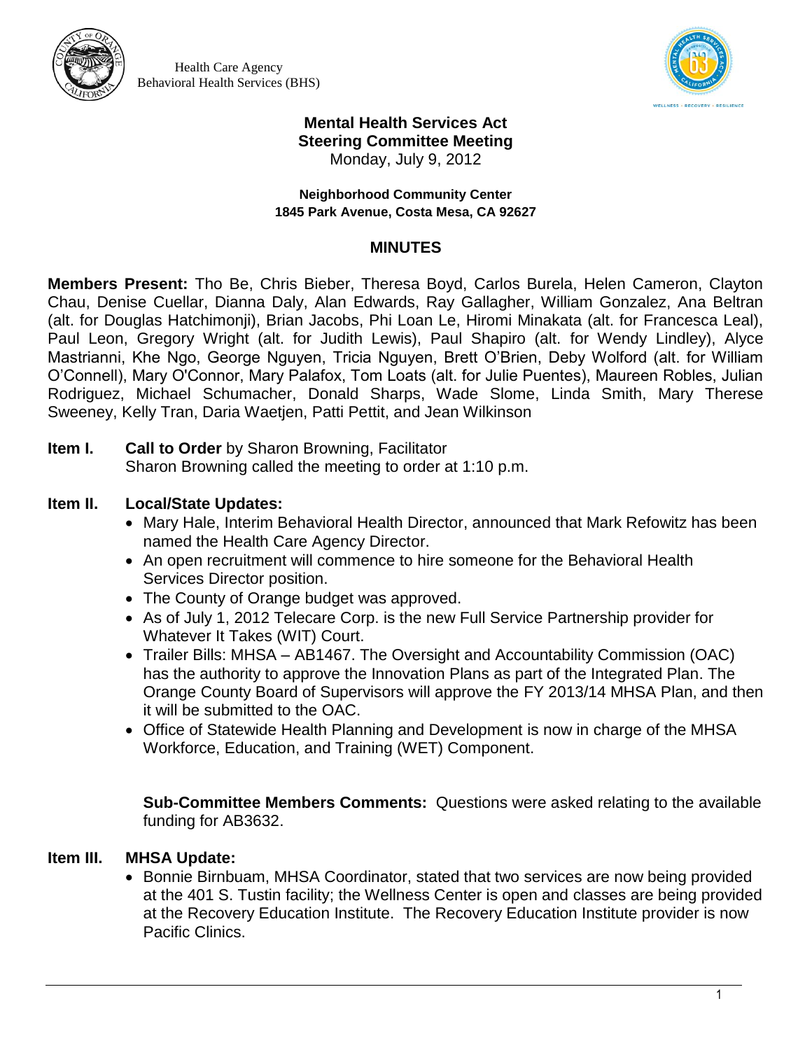Health Care Agency
Behavioral Health Services (BHS)

# Mental Health Services Act Steering Committee Meeting

Monday, July 9, 2012

**Neighborhood Community Center**
**1845 Park Avenue, Costa Mesa, CA 92627**

## MINUTES

**Members Present:** Tho Be, Chris Bieber, Theresa Boyd, Carlos Burela, Helen Cameron, Clayton Chau, Denise Cuellar, Dianna Daly, Alan Edwards, Ray Gallagher, William Gonzalez, Ana Beltran (alt. for Douglas Hatchimonji), Brian Jacobs, Phi Loan Le, Hiromi Minakata (alt. for Francesca Leal), Paul Leon, Gregory Wright (alt. for Judith Lewis), Paul Shapiro (alt. for Wendy Lindley), Alyce Mastrianni, Khe Ngo, George Nguyen, Tricia Nguyen, Brett O'Brien, Deby Wolford (alt. for William O'Connell), Mary O'Connor, Mary Palafox, Tom Loats (alt. for Julie Puentes), Maureen Robles, Julian Rodriguez, Michael Schumacher, Donald Sharps, Wade Slome, Linda Smith, Mary Therese Sweeney, Kelly Tran, Daria Waetjen, Patti Pettit, and Jean Wilkinson

**Item I. Call to Order** by Sharon Browning, Facilitator

Sharon Browning called the meeting to order at 1:10 p.m.

**Item II. Local/State Updates:**

- Mary Hale, Interim Behavioral Health Director, announced that Mark Refowitz has been named the Health Care Agency Director.
- An open recruitment will commence to hire someone for the Behavioral Health Services Director position.
- The County of Orange budget was approved.
- As of July 1, 2012 Telecare Corp. is the new Full Service Partnership provider for Whatever It Takes (WIT) Court.
- Trailer Bills: MHSA – AB1467. The Oversight and Accountability Commission (OAC) has the authority to approve the Innovation Plans as part of the Integrated Plan. The Orange County Board of Supervisors will approve the FY 2013/14 MHSA Plan, and then it will be submitted to the OAC.
- Office of Statewide Health Planning and Development is now in charge of the MHSA Workforce, Education, and Training (WET) Component.

**Sub-Committee Members Comments:** Questions were asked relating to the available funding for AB3632.

**Item III. MHSA Update:**

- Bonnie Birnbuam, MHSA Coordinator, stated that two services are now being provided at the 401 S. Tustin facility; the Wellness Center is open and classes are being provided at the Recovery Education Institute. The Recovery Education Institute provider is now Pacific Clinics.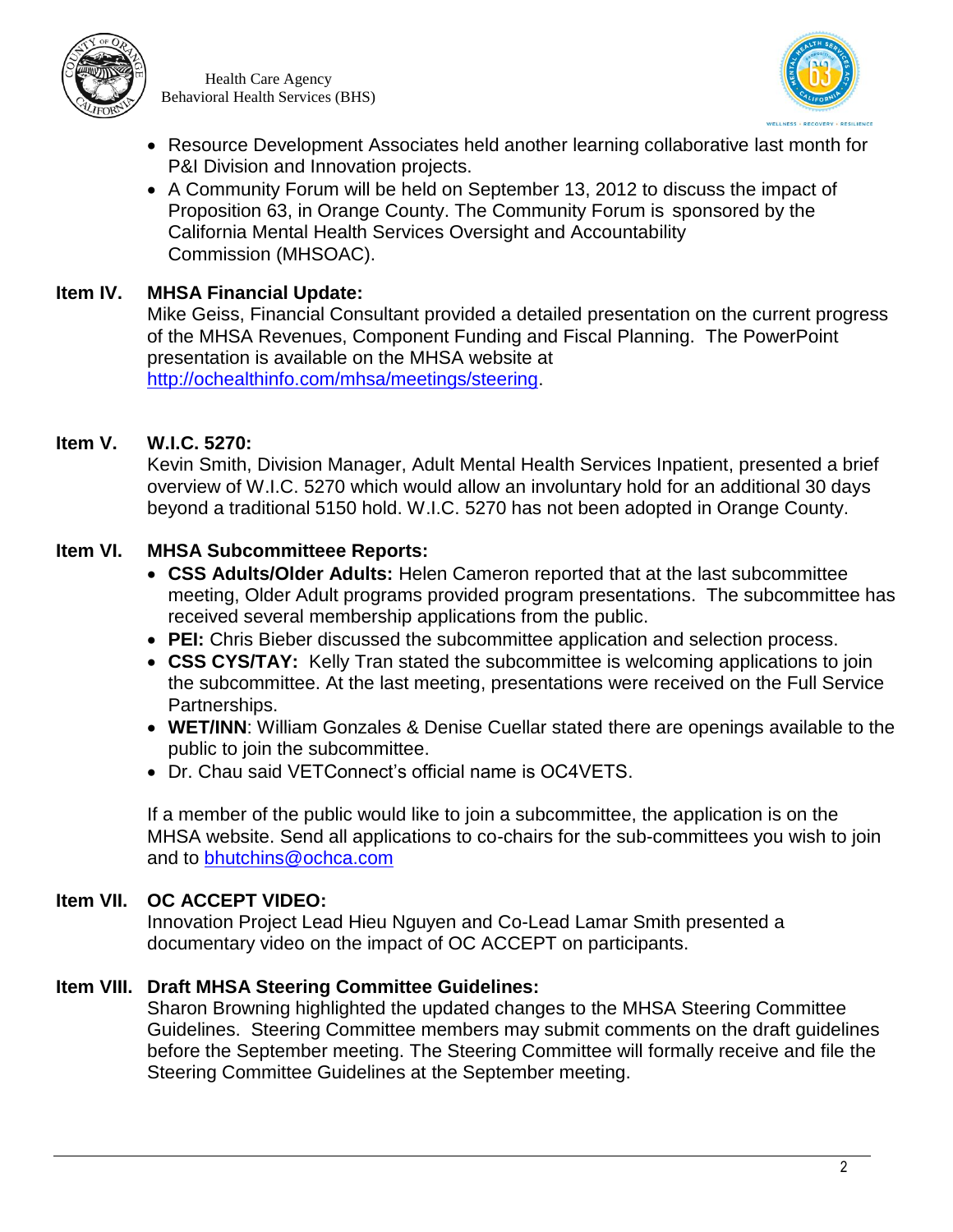- Resource Development Associates held another learning collaborative last month for P&I Division and Innovation projects.
- A Community Forum will be held on September 13, 2012 to discuss the impact of Proposition 63, in Orange County. The Community Forum is sponsored by the California Mental Health Services Oversight and Accountability Commission (MHSOAC).

**Item IV. MHSA Financial Update:**

Mike Geiss, Financial Consultant provided a detailed presentation on the current progress of the MHSA Revenues, Component Funding and Fiscal Planning. The PowerPoint presentation is available on the MHSA website at http://ochealthinfo.com/mhsa/meetings/steering.

**Item V. W.I.C. 5270:**

Kevin Smith, Division Manager, Adult Mental Health Services Inpatient, presented a brief overview of W.I.C. 5270 which would allow an involuntary hold for an additional 30 days beyond a traditional 5150 hold. W.I.C. 5270 has not been adopted in Orange County.

**Item VI. MHSA Subcommitteee Reports:**

- **CSS Adults/Older Adults:** Helen Cameron reported that at the last subcommittee meeting, Older Adult programs provided program presentations. The subcommittee has received several membership applications from the public.
- **PEI:** Chris Bieber discussed the subcommittee application and selection process.
- **CSS CYS/TAY:** Kelly Tran stated the subcommittee is welcoming applications to join the subcommittee. At the last meeting, presentations were received on the Full Service Partnerships.
- **WET/INN**: William Gonzales & Denise Cuellar stated there are openings available to the public to join the subcommittee.
- Dr. Chau said VETConnect's official name is OC4VETS.

If a member of the public would like to join a subcommittee, the application is on the MHSA website. Send all applications to co-chairs for the sub-committees you wish to join and to bhutchins@ochca.com

**Item VII. OC ACCEPT VIDEO:**

Innovation Project Lead Hieu Nguyen and Co-Lead Lamar Smith presented a documentary video on the impact of OC ACCEPT on participants.

**Item VIII. Draft MHSA Steering Committee Guidelines:**

Sharon Browning highlighted the updated changes to the MHSA Steering Committee Guidelines. Steering Committee members may submit comments on the draft guidelines before the September meeting. The Steering Committee will formally receive and file the Steering Committee Guidelines at the September meeting.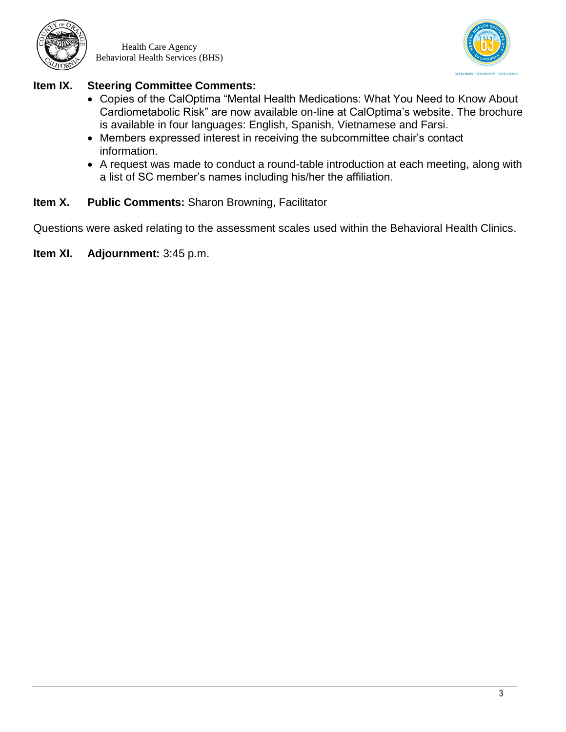**Item IX. Steering Committee Comments:**

- Copies of the CalOptima "Mental Health Medications: What You Need to Know About Cardiometabolic Risk" are now available on-line at CalOptima's website. The brochure is available in four languages: English, Spanish, Vietnamese and Farsi.
- Members expressed interest in receiving the subcommittee chair's contact information.
- A request was made to conduct a round-table introduction at each meeting, along with a list of SC member's names including his/her the affiliation.

**Item X. Public Comments:** Sharon Browning, Facilitator

Questions were asked relating to the assessment scales used within the Behavioral Health Clinics.

**Item XI. Adjournment:** 3:45 p.m.